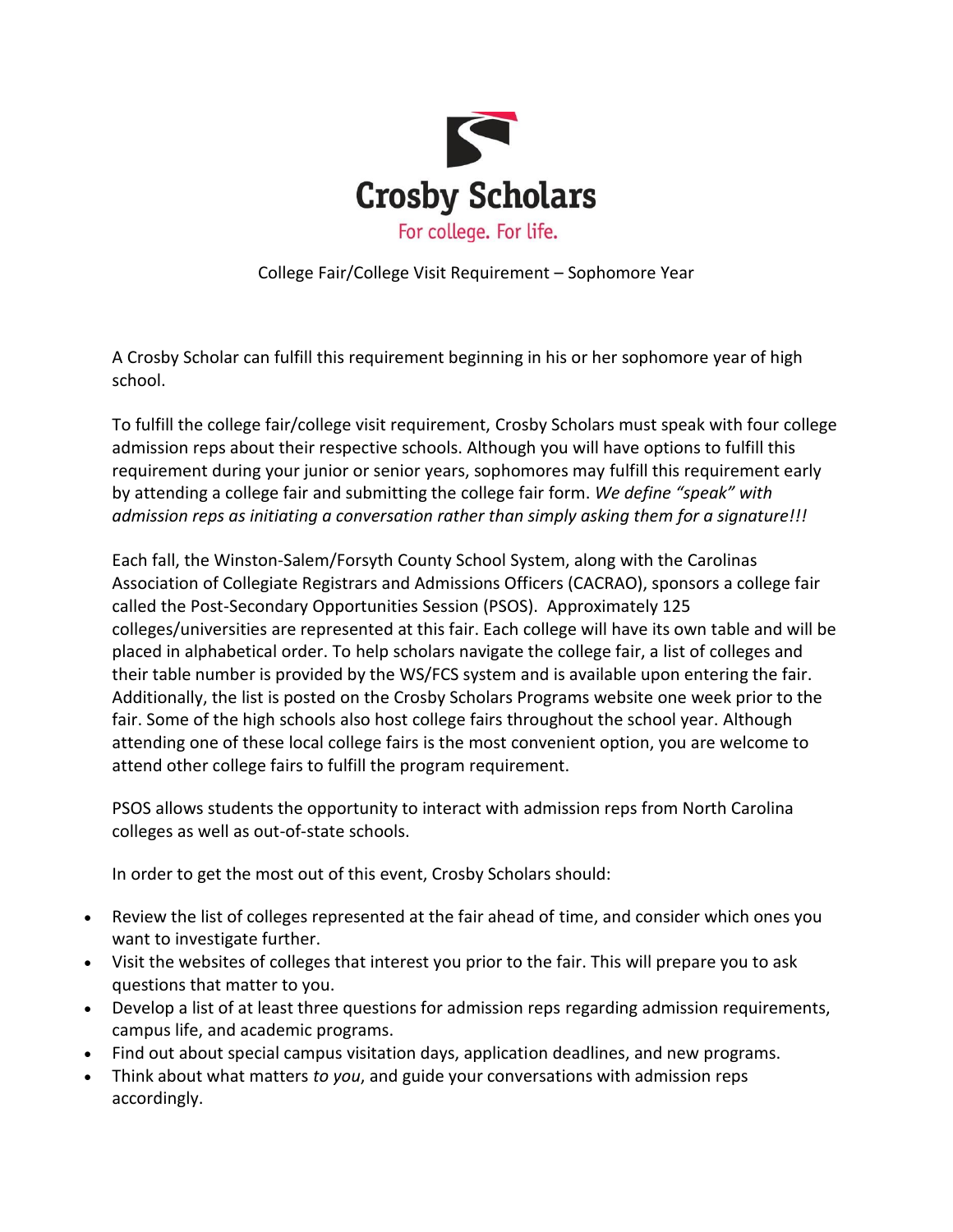# Crosby Scholars

For college. For life.

## College Fair/College Visit Requirement – Sophomore Year

A Crosby Scholar can fulfill this requirement beginning in his or her sophomore year of high school.

To fulfill the college fair/college visit requirement, Crosby Scholars must speak with four college admission reps about their respective schools. Although you will have options to fulfill this requirement during your junior or senior years, sophomores may fulfill this requirement early by attending a college fair and submitting the college fair form. *We define "speak" with admission reps as initiating a conversation rather than simply asking them for a signature!!!*

Each fall, the Winston-Salem/Forsyth County School System, along with the Carolinas Association of Collegiate Registrars and Admissions Officers (CACRAO), sponsors a college fair called the Post-Secondary Opportunities Session (PSOS). Approximately 125 colleges/universities are represented at this fair. Each college will have its own table and will be placed in alphabetical order. To help scholars navigate the college fair, a list of colleges and their table number is provided by the WS/FCS system and is available upon entering the fair. Additionally, the list is posted on the Crosby Scholars Programs website one week prior to the fair. Some of the high schools also host college fairs throughout the school year. Although attending one of these local college fairs is the most convenient option, you are welcome to attend other college fairs to fulfill the program requirement.

PSOS allows students the opportunity to interact with admission reps from North Carolina colleges as well as out-of-state schools.

In order to get the most out of this event, Crosby Scholars should:

- Review the list of colleges represented at the fair ahead of time, and consider which ones you want to investigate further.
- Visit the websites of colleges that interest you prior to the fair. This will prepare you to ask questions that matter to you.
- Develop a list of at least three questions for admission reps regarding admission requirements, campus life, and academic programs.
- Find out about special campus visitation days, application deadlines, and new programs.
- Think about what matters *to you*, and guide your conversations with admission reps accordingly.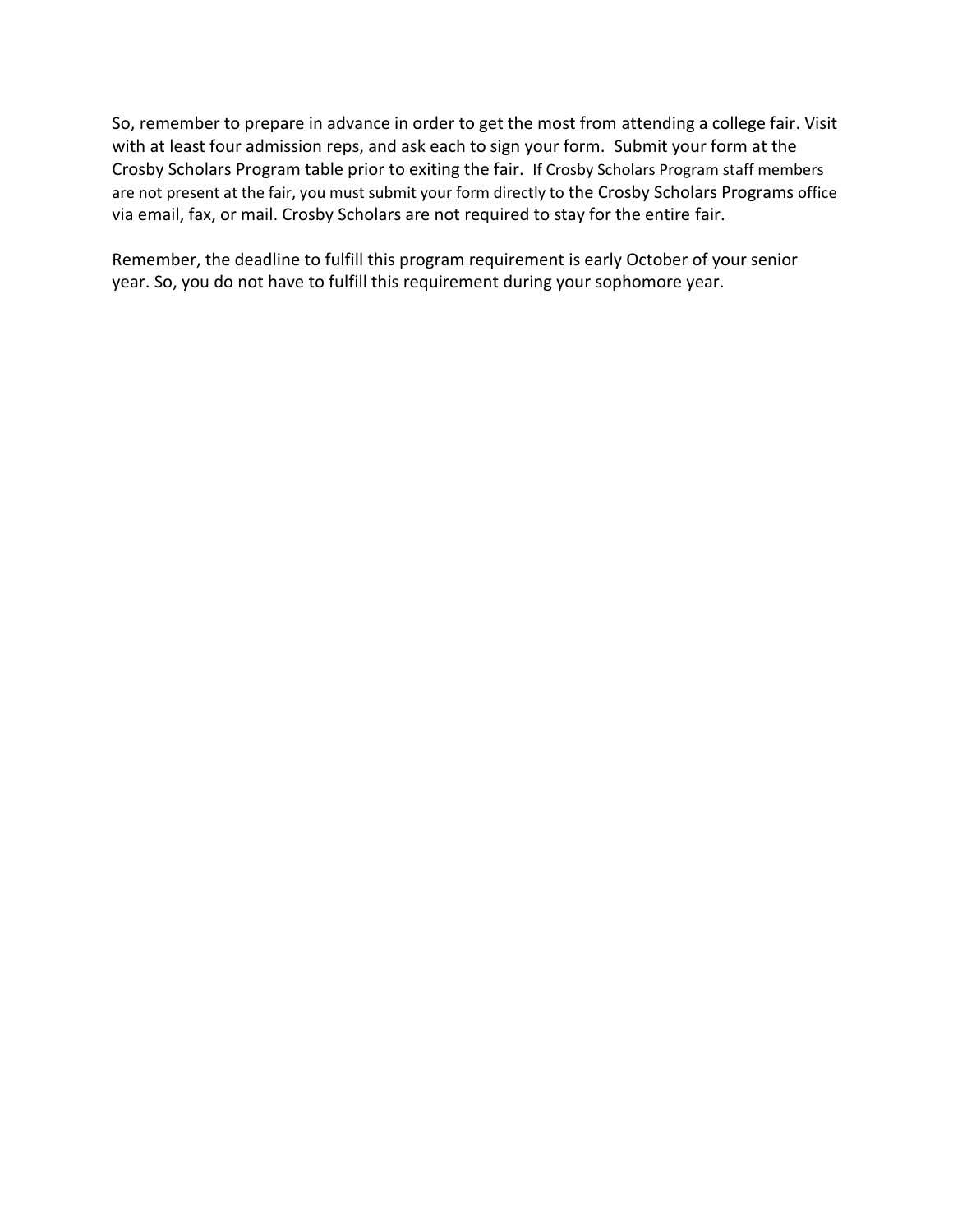So, remember to prepare in advance in order to get the most from attending a college fair. Visit with at least four admission reps, and ask each to sign your form. Submit your form at the Crosby Scholars Program table prior to exiting the fair. If Crosby Scholars Program staff members are not present at the fair, you must submit your form directly to the Crosby Scholars Programs office via email, fax, or mail. Crosby Scholars are not required to stay for the entire fair.

Remember, the deadline to fulfill this program requirement is early October of your senior year. So, you do not have to fulfill this requirement during your sophomore year.